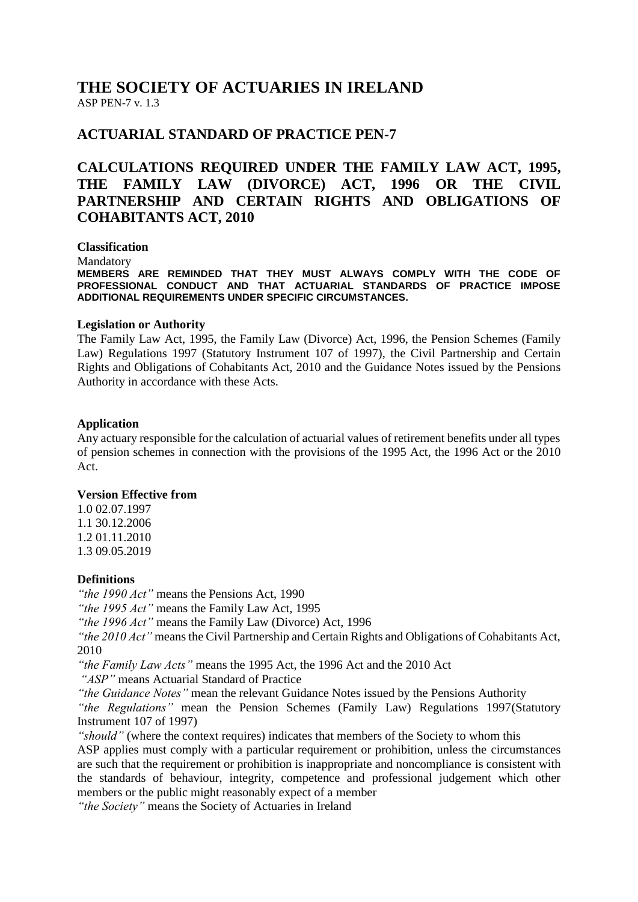# THE SOCIETY OF ACTUARIES IN IRELAND

ASP PEN-7 v. 1.3

## ACTUARIAL STANDARD OF PRACTICE PEN-7

## CALCULATIONS REQUIRED UNDER THE FAMILY LAW ACT, 1995, THE FAMILY LAW (DIVORCE) ACT, 1996 OR THE CIVIL PARTNERSHIP AND CERTAIN RIGHTS AND OBLIGATIONS OF COHABITANTS ACT, 2010

**Classification**

Mandatory

**MEMBERS ARE REMINDED THAT THEY MUST ALWAYS COMPLY WITH THE CODE OF PROFESSIONAL CONDUCT AND THAT ACTUARIAL STANDARDS OF PRACTICE IMPOSE ADDITIONAL REQUIREMENTS UNDER SPECIFIC CIRCUMSTANCES.**

**Legislation or Authority**

The Family Law Act, 1995, the Family Law (Divorce) Act, 1996, the Pension Schemes (Family Law) Regulations 1997 (Statutory Instrument 107 of 1997), the Civil Partnership and Certain Rights and Obligations of Cohabitants Act, 2010 and the Guidance Notes issued by the Pensions Authority in accordance with these Acts.

**Application**

Any actuary responsible for the calculation of actuarial values of retirement benefits under all types of pension schemes in connection with the provisions of the 1995 Act, the 1996 Act or the 2010 Act.

**Version Effective from**

1.0 02.07.1997
1.1 30.12.2006
1.2 01.11.2010
1.3 09.05.2019

**Definitions**

*"the 1990 Act"* means the Pensions Act, 1990
*"the 1995 Act"* means the Family Law Act, 1995
*"the 1996 Act"* means the Family Law (Divorce) Act, 1996
*"the 2010 Act"* means the Civil Partnership and Certain Rights and Obligations of Cohabitants Act, 2010
*"the Family Law Acts"* means the 1995 Act, the 1996 Act and the 2010 Act
*"ASP"* means Actuarial Standard of Practice
*"the Guidance Notes"* mean the relevant Guidance Notes issued by the Pensions Authority
*"the Regulations"* mean the Pension Schemes (Family Law) Regulations 1997(Statutory Instrument 107 of 1997)
*"should"* (where the context requires) indicates that members of the Society to whom this ASP applies must comply with a particular requirement or prohibition, unless the circumstances are such that the requirement or prohibition is inappropriate and noncompliance is consistent with the standards of behaviour, integrity, competence and professional judgement which other members or the public might reasonably expect of a member
*"the Society"* means the Society of Actuaries in Ireland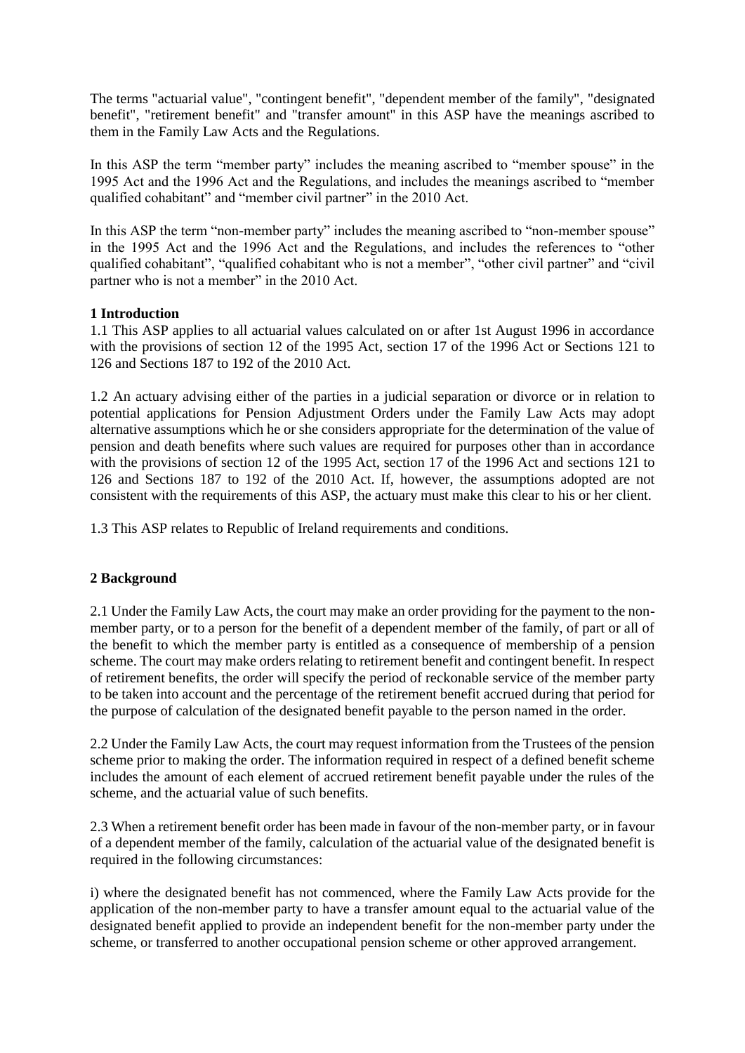The terms "actuarial value", "contingent benefit", "dependent member of the family", "designated benefit", "retirement benefit" and "transfer amount" in this ASP have the meanings ascribed to them in the Family Law Acts and the Regulations.

In this ASP the term "member party" includes the meaning ascribed to "member spouse" in the 1995 Act and the 1996 Act and the Regulations, and includes the meanings ascribed to "member qualified cohabitant" and "member civil partner" in the 2010 Act.

In this ASP the term "non-member party" includes the meaning ascribed to "non-member spouse" in the 1995 Act and the 1996 Act and the Regulations, and includes the references to "other qualified cohabitant", "qualified cohabitant who is not a member", "other civil partner" and "civil partner who is not a member" in the 2010 Act.

## 1 Introduction

1.1 This ASP applies to all actuarial values calculated on or after 1st August 1996 in accordance with the provisions of section 12 of the 1995 Act, section 17 of the 1996 Act or Sections 121 to 126 and Sections 187 to 192 of the 2010 Act.

1.2 An actuary advising either of the parties in a judicial separation or divorce or in relation to potential applications for Pension Adjustment Orders under the Family Law Acts may adopt alternative assumptions which he or she considers appropriate for the determination of the value of pension and death benefits where such values are required for purposes other than in accordance with the provisions of section 12 of the 1995 Act, section 17 of the 1996 Act and sections 121 to 126 and Sections 187 to 192 of the 2010 Act. If, however, the assumptions adopted are not consistent with the requirements of this ASP, the actuary must make this clear to his or her client.

1.3 This ASP relates to Republic of Ireland requirements and conditions.

## 2 Background

2.1 Under the Family Law Acts, the court may make an order providing for the payment to the non-member party, or to a person for the benefit of a dependent member of the family, of part or all of the benefit to which the member party is entitled as a consequence of membership of a pension scheme. The court may make orders relating to retirement benefit and contingent benefit. In respect of retirement benefits, the order will specify the period of reckonable service of the member party to be taken into account and the percentage of the retirement benefit accrued during that period for the purpose of calculation of the designated benefit payable to the person named in the order.

2.2 Under the Family Law Acts, the court may request information from the Trustees of the pension scheme prior to making the order. The information required in respect of a defined benefit scheme includes the amount of each element of accrued retirement benefit payable under the rules of the scheme, and the actuarial value of such benefits.

2.3 When a retirement benefit order has been made in favour of the non-member party, or in favour of a dependent member of the family, calculation of the actuarial value of the designated benefit is required in the following circumstances:

i) where the designated benefit has not commenced, where the Family Law Acts provide for the application of the non-member party to have a transfer amount equal to the actuarial value of the designated benefit applied to provide an independent benefit for the non-member party under the scheme, or transferred to another occupational pension scheme or other approved arrangement.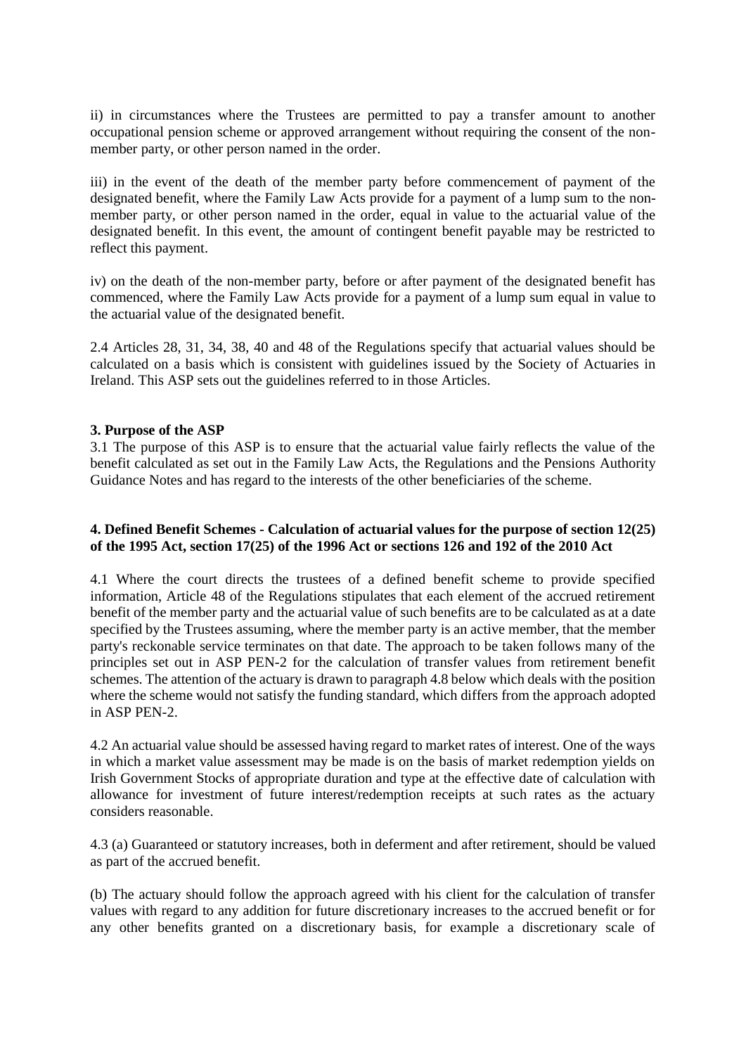ii) in circumstances where the Trustees are permitted to pay a transfer amount to another occupational pension scheme or approved arrangement without requiring the consent of the non-member party, or other person named in the order.

iii) in the event of the death of the member party before commencement of payment of the designated benefit, where the Family Law Acts provide for a payment of a lump sum to the non-member party, or other person named in the order, equal in value to the actuarial value of the designated benefit. In this event, the amount of contingent benefit payable may be restricted to reflect this payment.

iv) on the death of the non-member party, before or after payment of the designated benefit has commenced, where the Family Law Acts provide for a payment of a lump sum equal in value to the actuarial value of the designated benefit.

2.4 Articles 28, 31, 34, 38, 40 and 48 of the Regulations specify that actuarial values should be calculated on a basis which is consistent with guidelines issued by the Society of Actuaries in Ireland. This ASP sets out the guidelines referred to in those Articles.

**3. Purpose of the ASP**

3.1 The purpose of this ASP is to ensure that the actuarial value fairly reflects the value of the benefit calculated as set out in the Family Law Acts, the Regulations and the Pensions Authority Guidance Notes and has regard to the interests of the other beneficiaries of the scheme.

**4. Defined Benefit Schemes - Calculation of actuarial values for the purpose of section 12(25) of the 1995 Act, section 17(25) of the 1996 Act or sections 126 and 192 of the 2010 Act**

4.1 Where the court directs the trustees of a defined benefit scheme to provide specified information, Article 48 of the Regulations stipulates that each element of the accrued retirement benefit of the member party and the actuarial value of such benefits are to be calculated as at a date specified by the Trustees assuming, where the member party is an active member, that the member party's reckonable service terminates on that date. The approach to be taken follows many of the principles set out in ASP PEN-2 for the calculation of transfer values from retirement benefit schemes. The attention of the actuary is drawn to paragraph 4.8 below which deals with the position where the scheme would not satisfy the funding standard, which differs from the approach adopted in ASP PEN-2.

4.2 An actuarial value should be assessed having regard to market rates of interest. One of the ways in which a market value assessment may be made is on the basis of market redemption yields on Irish Government Stocks of appropriate duration and type at the effective date of calculation with allowance for investment of future interest/redemption receipts at such rates as the actuary considers reasonable.

4.3 (a) Guaranteed or statutory increases, both in deferment and after retirement, should be valued as part of the accrued benefit.

(b) The actuary should follow the approach agreed with his client for the calculation of transfer values with regard to any addition for future discretionary increases to the accrued benefit or for any other benefits granted on a discretionary basis, for example a discretionary scale of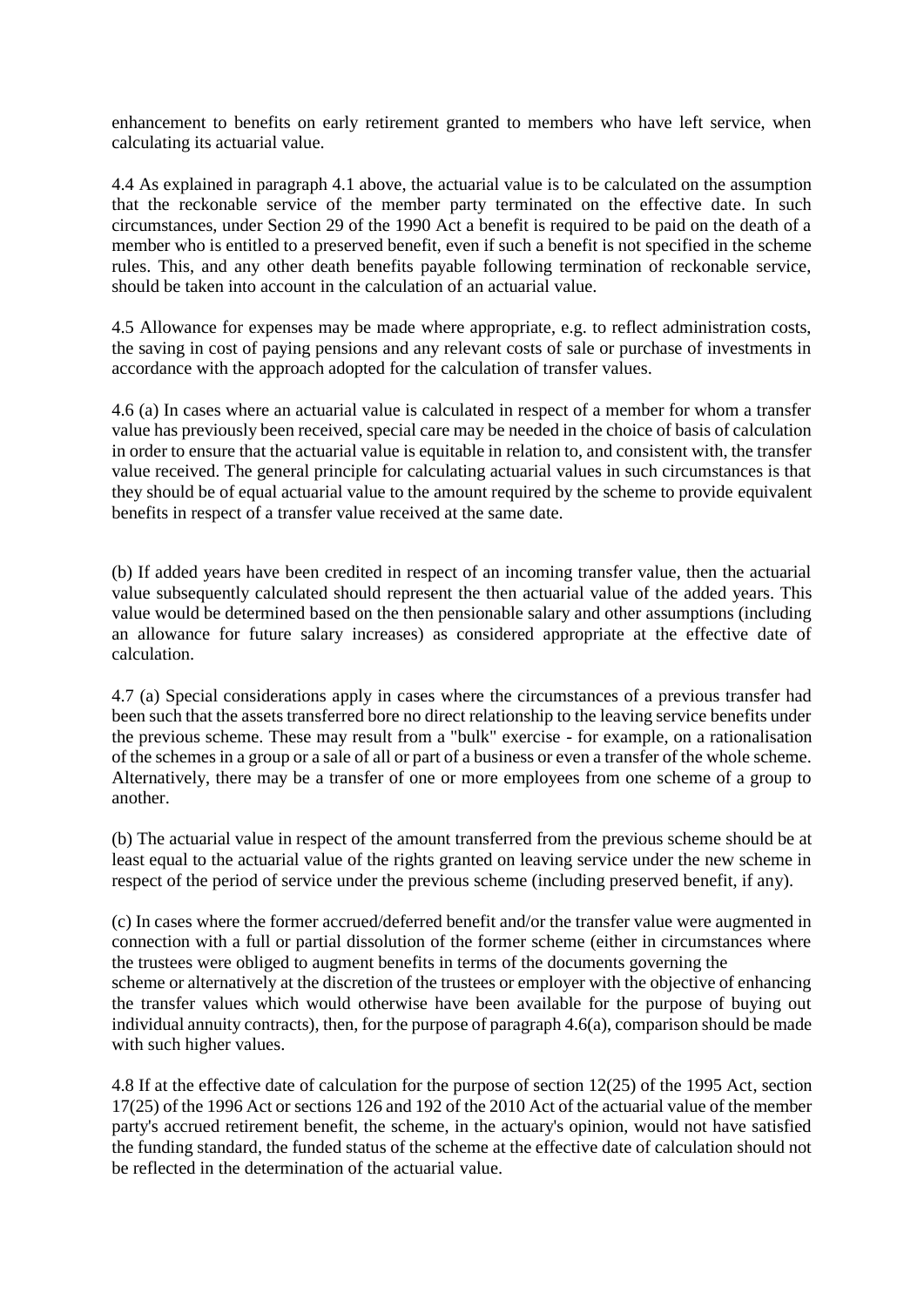enhancement to benefits on early retirement granted to members who have left service, when calculating its actuarial value.

4.4 As explained in paragraph 4.1 above, the actuarial value is to be calculated on the assumption that the reckonable service of the member party terminated on the effective date. In such circumstances, under Section 29 of the 1990 Act a benefit is required to be paid on the death of a member who is entitled to a preserved benefit, even if such a benefit is not specified in the scheme rules. This, and any other death benefits payable following termination of reckonable service, should be taken into account in the calculation of an actuarial value.

4.5 Allowance for expenses may be made where appropriate, e.g. to reflect administration costs, the saving in cost of paying pensions and any relevant costs of sale or purchase of investments in accordance with the approach adopted for the calculation of transfer values.

4.6 (a) In cases where an actuarial value is calculated in respect of a member for whom a transfer value has previously been received, special care may be needed in the choice of basis of calculation in order to ensure that the actuarial value is equitable in relation to, and consistent with, the transfer value received. The general principle for calculating actuarial values in such circumstances is that they should be of equal actuarial value to the amount required by the scheme to provide equivalent benefits in respect of a transfer value received at the same date.

(b) If added years have been credited in respect of an incoming transfer value, then the actuarial value subsequently calculated should represent the then actuarial value of the added years. This value would be determined based on the then pensionable salary and other assumptions (including an allowance for future salary increases) as considered appropriate at the effective date of calculation.

4.7 (a) Special considerations apply in cases where the circumstances of a previous transfer had been such that the assets transferred bore no direct relationship to the leaving service benefits under the previous scheme. These may result from a "bulk" exercise - for example, on a rationalisation of the schemes in a group or a sale of all or part of a business or even a transfer of the whole scheme. Alternatively, there may be a transfer of one or more employees from one scheme of a group to another.

(b) The actuarial value in respect of the amount transferred from the previous scheme should be at least equal to the actuarial value of the rights granted on leaving service under the new scheme in respect of the period of service under the previous scheme (including preserved benefit, if any).

(c) In cases where the former accrued/deferred benefit and/or the transfer value were augmented in connection with a full or partial dissolution of the former scheme (either in circumstances where the trustees were obliged to augment benefits in terms of the documents governing the scheme or alternatively at the discretion of the trustees or employer with the objective of enhancing the transfer values which would otherwise have been available for the purpose of buying out individual annuity contracts), then, for the purpose of paragraph 4.6(a), comparison should be made with such higher values.

4.8 If at the effective date of calculation for the purpose of section 12(25) of the 1995 Act, section 17(25) of the 1996 Act or sections 126 and 192 of the 2010 Act of the actuarial value of the member party's accrued retirement benefit, the scheme, in the actuary's opinion, would not have satisfied the funding standard, the funded status of the scheme at the effective date of calculation should not be reflected in the determination of the actuarial value.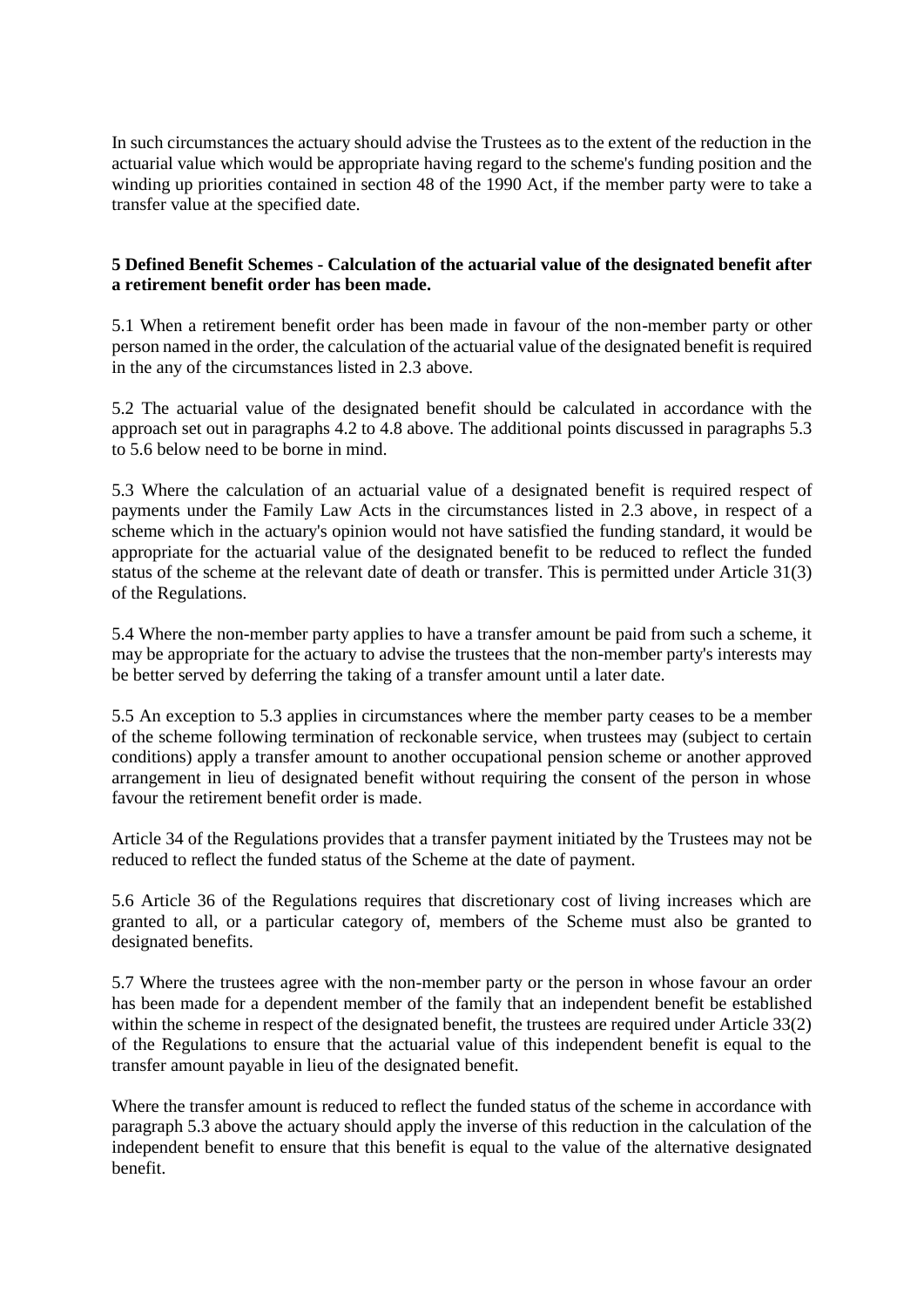In such circumstances the actuary should advise the Trustees as to the extent of the reduction in the actuarial value which would be appropriate having regard to the scheme's funding position and the winding up priorities contained in section 48 of the 1990 Act, if the member party were to take a transfer value at the specified date.

**5 Defined Benefit Schemes - Calculation of the actuarial value of the designated benefit after a retirement benefit order has been made.**

5.1 When a retirement benefit order has been made in favour of the non-member party or other person named in the order, the calculation of the actuarial value of the designated benefit is required in the any of the circumstances listed in 2.3 above.

5.2 The actuarial value of the designated benefit should be calculated in accordance with the approach set out in paragraphs 4.2 to 4.8 above. The additional points discussed in paragraphs 5.3 to 5.6 below need to be borne in mind.

5.3 Where the calculation of an actuarial value of a designated benefit is required respect of payments under the Family Law Acts in the circumstances listed in 2.3 above, in respect of a scheme which in the actuary's opinion would not have satisfied the funding standard, it would be appropriate for the actuarial value of the designated benefit to be reduced to reflect the funded status of the scheme at the relevant date of death or transfer. This is permitted under Article 31(3) of the Regulations.

5.4 Where the non-member party applies to have a transfer amount be paid from such a scheme, it may be appropriate for the actuary to advise the trustees that the non-member party's interests may be better served by deferring the taking of a transfer amount until a later date.

5.5 An exception to 5.3 applies in circumstances where the member party ceases to be a member of the scheme following termination of reckonable service, when trustees may (subject to certain conditions) apply a transfer amount to another occupational pension scheme or another approved arrangement in lieu of designated benefit without requiring the consent of the person in whose favour the retirement benefit order is made.

Article 34 of the Regulations provides that a transfer payment initiated by the Trustees may not be reduced to reflect the funded status of the Scheme at the date of payment.

5.6 Article 36 of the Regulations requires that discretionary cost of living increases which are granted to all, or a particular category of, members of the Scheme must also be granted to designated benefits.

5.7 Where the trustees agree with the non-member party or the person in whose favour an order has been made for a dependent member of the family that an independent benefit be established within the scheme in respect of the designated benefit, the trustees are required under Article 33(2) of the Regulations to ensure that the actuarial value of this independent benefit is equal to the transfer amount payable in lieu of the designated benefit.

Where the transfer amount is reduced to reflect the funded status of the scheme in accordance with paragraph 5.3 above the actuary should apply the inverse of this reduction in the calculation of the independent benefit to ensure that this benefit is equal to the value of the alternative designated benefit.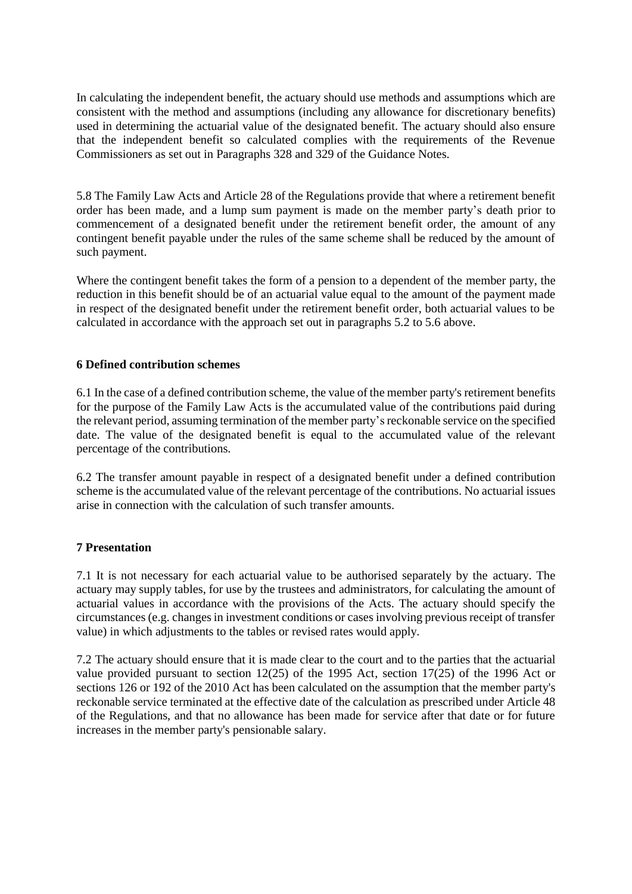In calculating the independent benefit, the actuary should use methods and assumptions which are consistent with the method and assumptions (including any allowance for discretionary benefits) used in determining the actuarial value of the designated benefit. The actuary should also ensure that the independent benefit so calculated complies with the requirements of the Revenue Commissioners as set out in Paragraphs 328 and 329 of the Guidance Notes.

5.8 The Family Law Acts and Article 28 of the Regulations provide that where a retirement benefit order has been made, and a lump sum payment is made on the member party's death prior to commencement of a designated benefit under the retirement benefit order, the amount of any contingent benefit payable under the rules of the same scheme shall be reduced by the amount of such payment.

Where the contingent benefit takes the form of a pension to a dependent of the member party, the reduction in this benefit should be of an actuarial value equal to the amount of the payment made in respect of the designated benefit under the retirement benefit order, both actuarial values to be calculated in accordance with the approach set out in paragraphs 5.2 to 5.6 above.

## 6 Defined contribution schemes

6.1 In the case of a defined contribution scheme, the value of the member party's retirement benefits for the purpose of the Family Law Acts is the accumulated value of the contributions paid during the relevant period, assuming termination of the member party's reckonable service on the specified date. The value of the designated benefit is equal to the accumulated value of the relevant percentage of the contributions.

6.2 The transfer amount payable in respect of a designated benefit under a defined contribution scheme is the accumulated value of the relevant percentage of the contributions. No actuarial issues arise in connection with the calculation of such transfer amounts.

## 7 Presentation

7.1 It is not necessary for each actuarial value to be authorised separately by the actuary. The actuary may supply tables, for use by the trustees and administrators, for calculating the amount of actuarial values in accordance with the provisions of the Acts. The actuary should specify the circumstances (e.g. changes in investment conditions or cases involving previous receipt of transfer value) in which adjustments to the tables or revised rates would apply.

7.2 The actuary should ensure that it is made clear to the court and to the parties that the actuarial value provided pursuant to section 12(25) of the 1995 Act, section 17(25) of the 1996 Act or sections 126 or 192 of the 2010 Act has been calculated on the assumption that the member party's reckonable service terminated at the effective date of the calculation as prescribed under Article 48 of the Regulations, and that no allowance has been made for service after that date or for future increases in the member party's pensionable salary.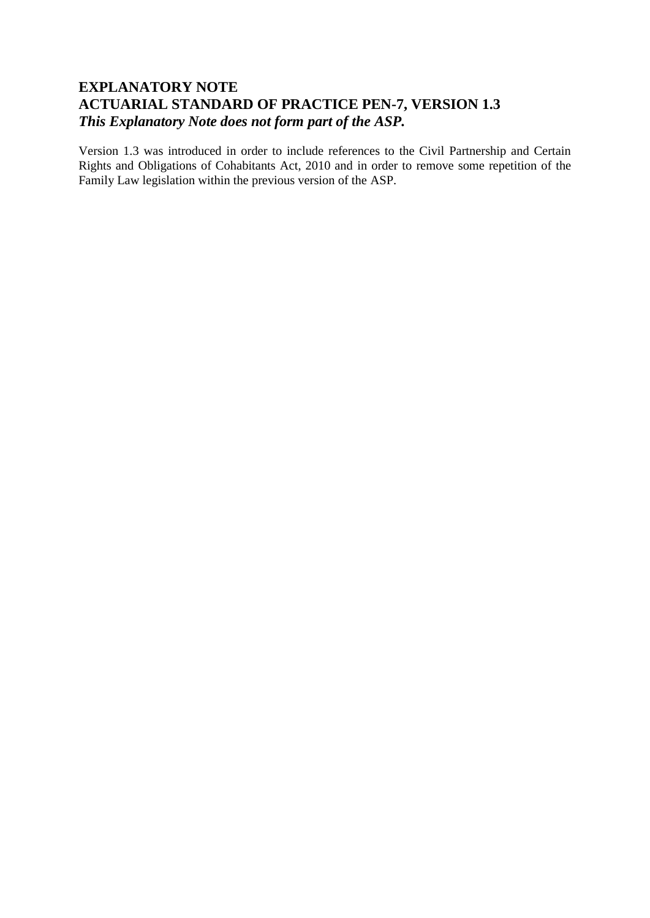# EXPLANATORY NOTE
# ACTUARIAL STANDARD OF PRACTICE PEN-7, VERSION 1.3

***This Explanatory Note does not form part of the ASP.***

Version 1.3 was introduced in order to include references to the Civil Partnership and Certain Rights and Obligations of Cohabitants Act, 2010 and in order to remove some repetition of the Family Law legislation within the previous version of the ASP.